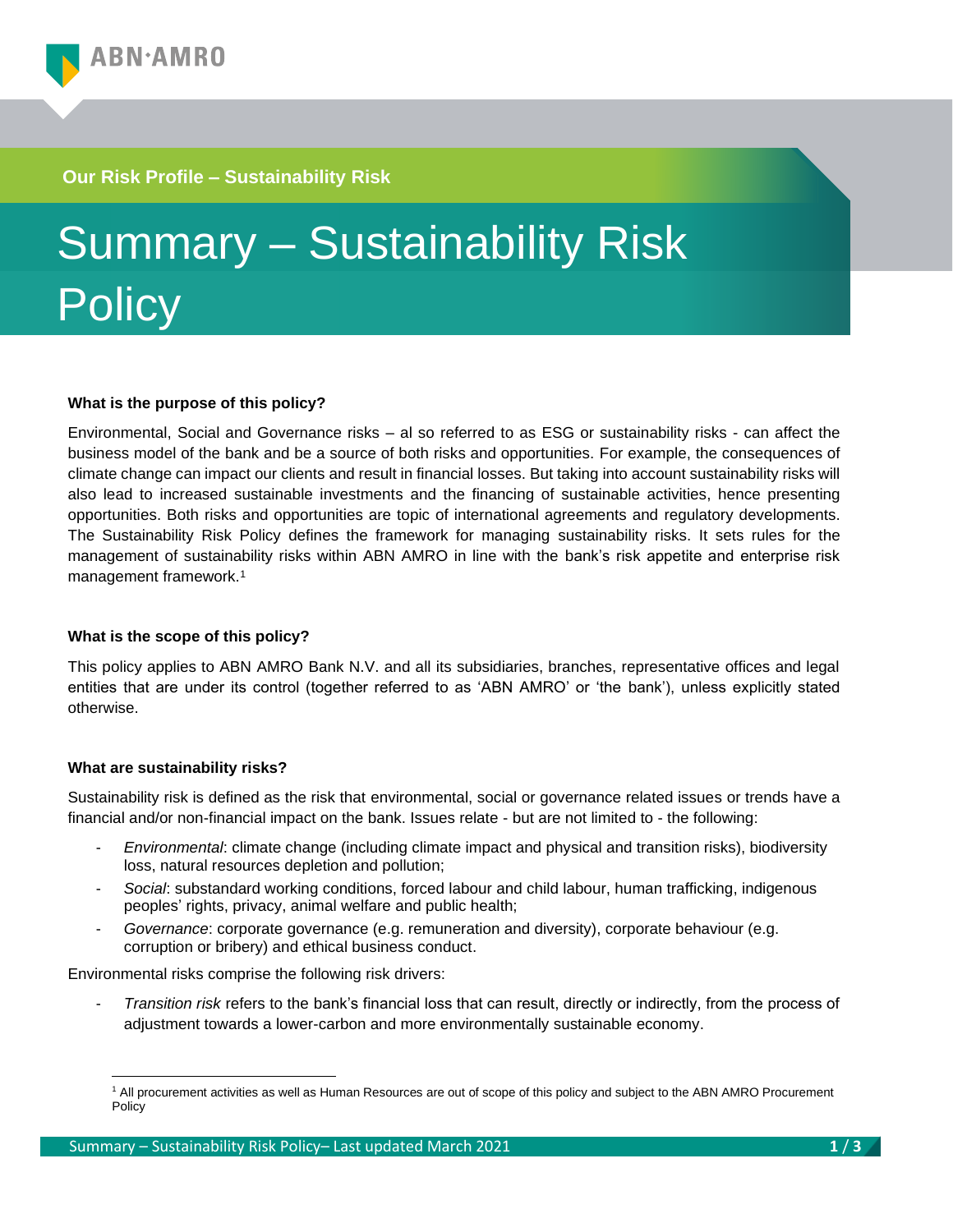Our Risk Profile – Sustainability Risk

# Summary – Sustainability Risk Policy

### What is the purpose of this policy?

Environmental, Social and Governance risks – al so referred to as ESG or sustainability risks - can affect the business model of the bank and be a source of both risks and opportunities. For example, the consequences of climate change can impact our clients and result in financial losses. But taking into account sustainability risks will also lead to increased sustainable investments and the financing of sustainable activities, hence presenting opportunities. Both risks and opportunities are topic of international agreements and regulatory developments. The Sustainability Risk Policy defines the framework for managing sustainability risks. It sets rules for the management of sustainability risks within ABN AMRO in line with the bank's risk appetite and enterprise risk management framework.[1]

### What is the scope of this policy?

This policy applies to ABN AMRO Bank N.V. and all its subsidiaries, branches, representative offices and legal entities that are under its control (together referred to as 'ABN AMRO' or 'the bank'), unless explicitly stated otherwise.

### What are sustainability risks?

Sustainability risk is defined as the risk that environmental, social or governance related issues or trends have a financial and/or non-financial impact on the bank. Issues relate - but are not limited to - the following:

- *Environmental*: climate change (including climate impact and physical and transition risks), biodiversity loss, natural resources depletion and pollution;
- *Social*: substandard working conditions, forced labour and child labour, human trafficking, indigenous peoples' rights, privacy, animal welfare and public health;
- *Governance*: corporate governance (e.g. remuneration and diversity), corporate behaviour (e.g. corruption or bribery) and ethical business conduct.

Environmental risks comprise the following risk drivers:

- *Transition risk* refers to the bank's financial loss that can result, directly or indirectly, from the process of adjustment towards a lower-carbon and more environmentally sustainable economy.

[1] All procurement activities as well as Human Resources are out of scope of this policy and subject to the ABN AMRO Procurement Policy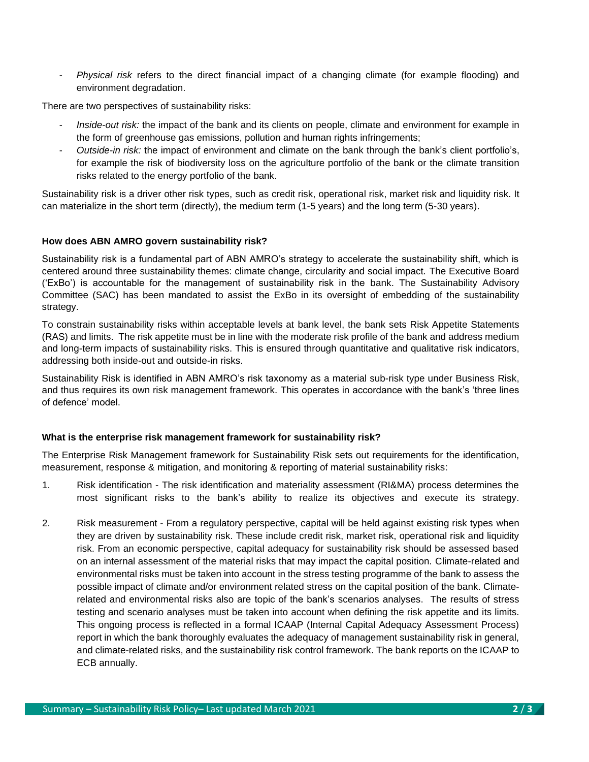- *Physical risk* refers to the direct financial impact of a changing climate (for example flooding) and environment degradation.

There are two perspectives of sustainability risks:

- *Inside-out risk:* the impact of the bank and its clients on people, climate and environment for example in the form of greenhouse gas emissions, pollution and human rights infringements;
- *Outside-in risk:* the impact of environment and climate on the bank through the bank's client portfolio's, for example the risk of biodiversity loss on the agriculture portfolio of the bank or the climate transition risks related to the energy portfolio of the bank.

Sustainability risk is a driver other risk types, such as credit risk, operational risk, market risk and liquidity risk. It can materialize in the short term (directly), the medium term (1-5 years) and the long term (5-30 years).

**How does ABN AMRO govern sustainability risk?**

Sustainability risk is a fundamental part of ABN AMRO's strategy to accelerate the sustainability shift, which is centered around three sustainability themes: climate change, circularity and social impact. The Executive Board ('ExBo') is accountable for the management of sustainability risk in the bank. The Sustainability Advisory Committee (SAC) has been mandated to assist the ExBo in its oversight of embedding of the sustainability strategy.

To constrain sustainability risks within acceptable levels at bank level, the bank sets Risk Appetite Statements (RAS) and limits. The risk appetite must be in line with the moderate risk profile of the bank and address medium and long-term impacts of sustainability risks. This is ensured through quantitative and qualitative risk indicators, addressing both inside-out and outside-in risks.

Sustainability Risk is identified in ABN AMRO's risk taxonomy as a material sub-risk type under Business Risk, and thus requires its own risk management framework. This operates in accordance with the bank's 'three lines of defence' model.

**What is the enterprise risk management framework for sustainability risk?**

The Enterprise Risk Management framework for Sustainability Risk sets out requirements for the identification, measurement, response & mitigation, and monitoring & reporting of material sustainability risks:

1. Risk identification - The risk identification and materiality assessment (RI&MA) process determines the most significant risks to the bank's ability to realize its objectives and execute its strategy.

2. Risk measurement - From a regulatory perspective, capital will be held against existing risk types when they are driven by sustainability risk. These include credit risk, market risk, operational risk and liquidity risk. From an economic perspective, capital adequacy for sustainability risk should be assessed based on an internal assessment of the material risks that may impact the capital position. Climate-related and environmental risks must be taken into account in the stress testing programme of the bank to assess the possible impact of climate and/or environment related stress on the capital position of the bank. Climate-related and environmental risks also are topic of the bank's scenarios analyses. The results of stress testing and scenario analyses must be taken into account when defining the risk appetite and its limits. This ongoing process is reflected in a formal ICAAP (Internal Capital Adequacy Assessment Process) report in which the bank thoroughly evaluates the adequacy of management sustainability risk in general, and climate-related risks, and the sustainability risk control framework. The bank reports on the ICAAP to ECB annually.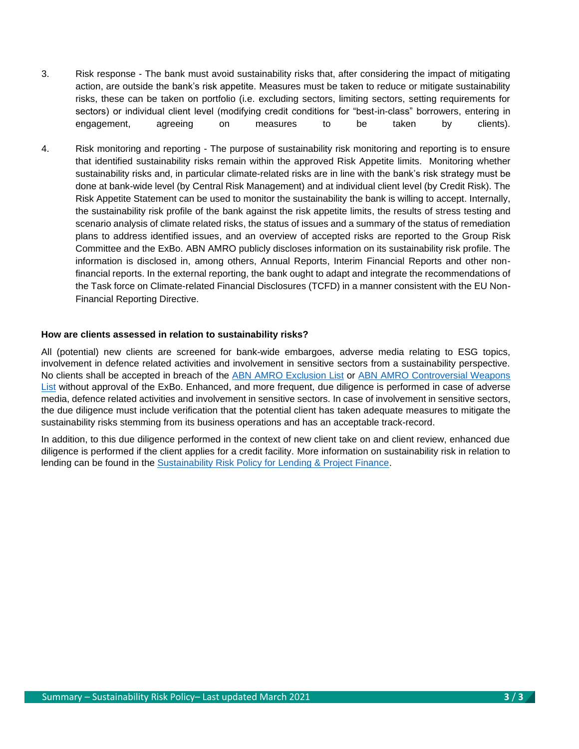3. Risk response - The bank must avoid sustainability risks that, after considering the impact of mitigating action, are outside the bank's risk appetite. Measures must be taken to reduce or mitigate sustainability risks, these can be taken on portfolio (i.e. excluding sectors, limiting sectors, setting requirements for sectors) or individual client level (modifying credit conditions for "best-in-class" borrowers, entering in engagement, agreeing on measures to be taken by clients).

4. Risk monitoring and reporting - The purpose of sustainability risk monitoring and reporting is to ensure that identified sustainability risks remain within the approved Risk Appetite limits. Monitoring whether sustainability risks and, in particular climate-related risks are in line with the bank's risk strategy must be done at bank-wide level (by Central Risk Management) and at individual client level (by Credit Risk). The Risk Appetite Statement can be used to monitor the sustainability the bank is willing to accept. Internally, the sustainability risk profile of the bank against the risk appetite limits, the results of stress testing and scenario analysis of climate related risks, the status of issues and a summary of the status of remediation plans to address identified issues, and an overview of accepted risks are reported to the Group Risk Committee and the ExBo. ABN AMRO publicly discloses information on its sustainability risk profile. The information is disclosed in, among others, Annual Reports, Interim Financial Reports and other non-financial reports. In the external reporting, the bank ought to adapt and integrate the recommendations of the Task force on Climate-related Financial Disclosures (TCFD) in a manner consistent with the EU Non-Financial Reporting Directive.

**How are clients assessed in relation to sustainability risks?**

All (potential) new clients are screened for bank-wide embargoes, adverse media relating to ESG topics, involvement in defence related activities and involvement in sensitive sectors from a sustainability perspective. No clients shall be accepted in breach of the ABN AMRO Exclusion List or ABN AMRO Controversial Weapons List without approval of the ExBo. Enhanced, and more frequent, due diligence is performed in case of adverse media, defence related activities and involvement in sensitive sectors. In case of involvement in sensitive sectors, the due diligence must include verification that the potential client has taken adequate measures to mitigate the sustainability risks stemming from its business operations and has an acceptable track-record.

In addition, to this due diligence performed in the context of new client take on and client review, enhanced due diligence is performed if the client applies for a credit facility. More information on sustainability risk in relation to lending can be found in the Sustainability Risk Policy for Lending & Project Finance.